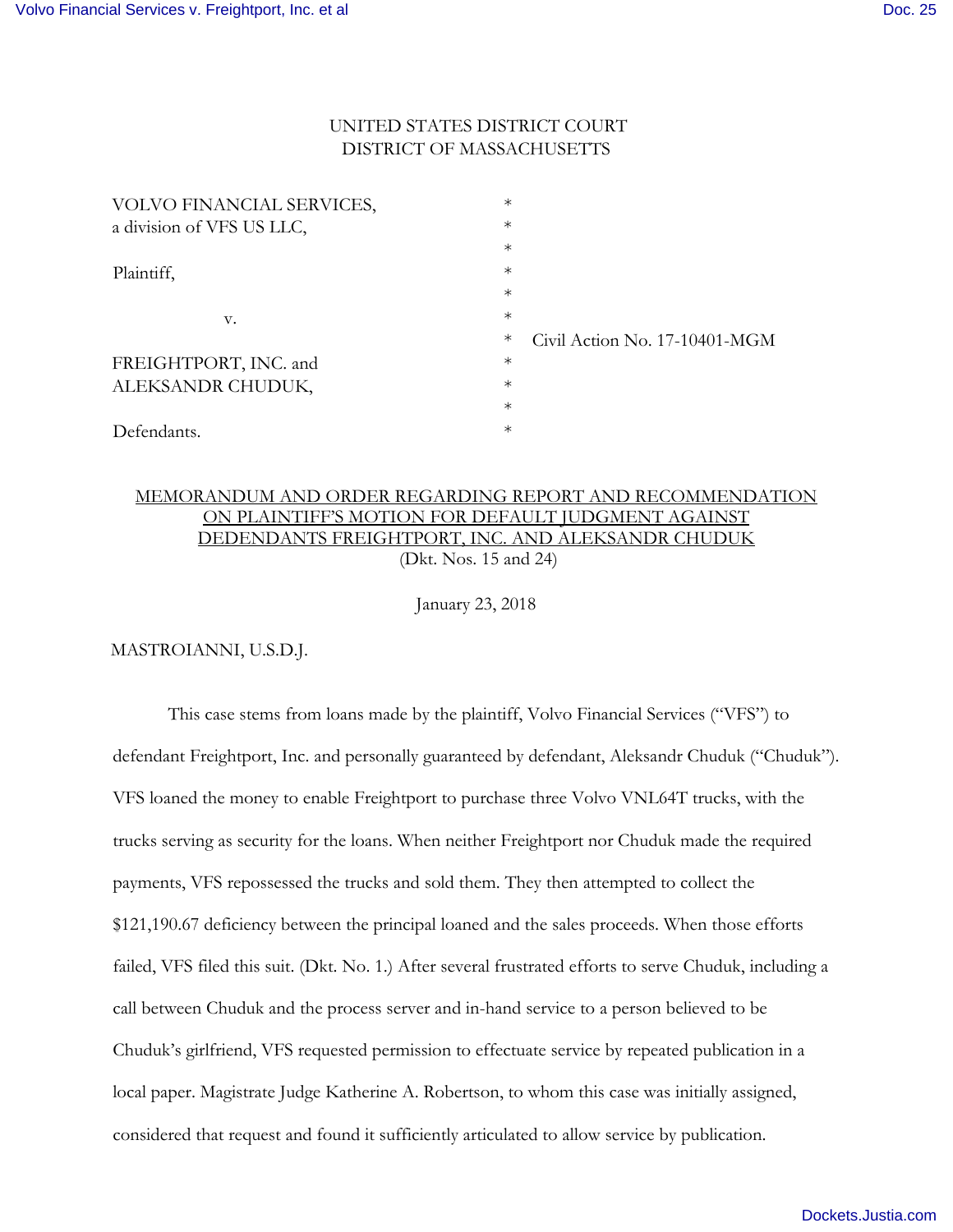UNITED STATES DISTRICT COURT
DISTRICT OF MASSACHUSETTS

| | | |
|---|---|---|
| VOLVO FINANCIAL SERVICES, a division of VFS US LLC, | * | |
| Plaintiff, | * | |
| v. | * | Civil Action No. 17-10401-MGM |
| FREIGHTPORT, INC. and ALEKSANDR CHUDUK, | * | |
| Defendants. | * | |

MEMORANDUM AND ORDER REGARDING REPORT AND RECOMMENDATION ON PLAINTIFF'S MOTION FOR DEFAULT JUDGMENT AGAINST DEDENDANTS FREIGHTPORT, INC. AND ALEKSANDR CHUDUK
(Dkt. Nos. 15 and 24)

January 23, 2018

MASTROIANNI, U.S.D.J.

This case stems from loans made by the plaintiff, Volvo Financial Services ("VFS") to defendant Freightport, Inc. and personally guaranteed by defendant, Aleksandr Chuduk ("Chuduk"). VFS loaned the money to enable Freightport to purchase three Volvo VNL64T trucks, with the trucks serving as security for the loans. When neither Freightport nor Chuduk made the required payments, VFS repossessed the trucks and sold them. They then attempted to collect the $121,190.67 deficiency between the principal loaned and the sales proceeds. When those efforts failed, VFS filed this suit. (Dkt. No. 1.) After several frustrated efforts to serve Chuduk, including a call between Chuduk and the process server and in-hand service to a person believed to be Chuduk's girlfriend, VFS requested permission to effectuate service by repeated publication in a local paper. Magistrate Judge Katherine A. Robertson, to whom this case was initially assigned, considered that request and found it sufficiently articulated to allow service by publication.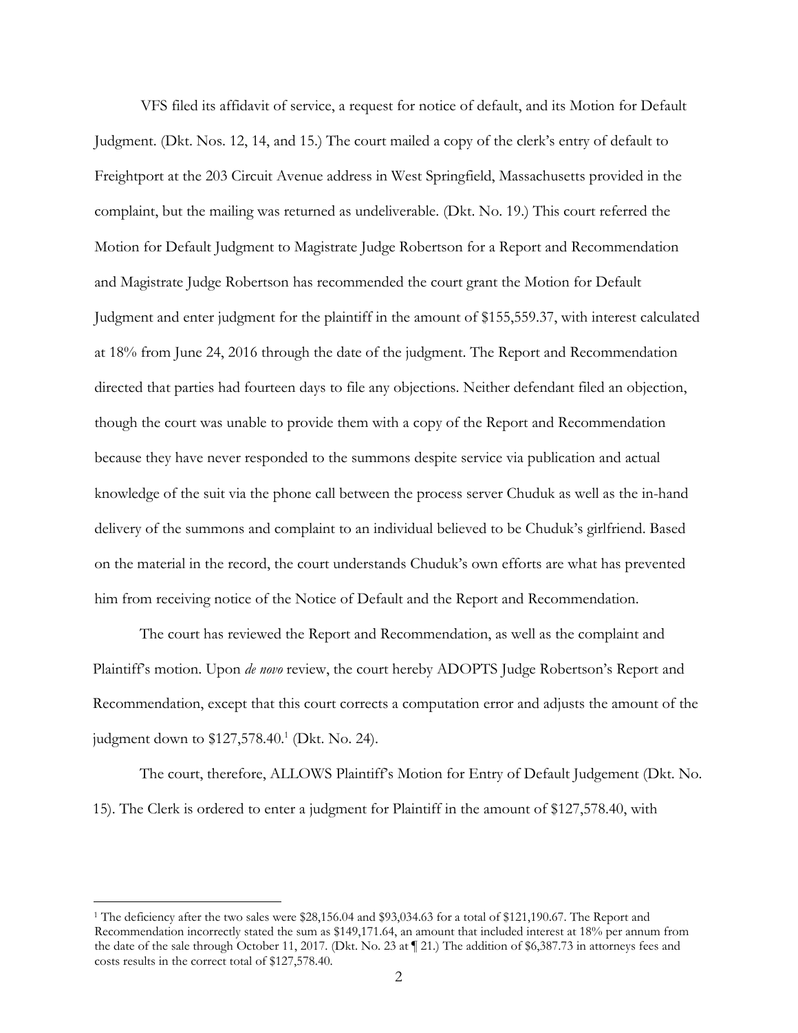VFS filed its affidavit of service, a request for notice of default, and its Motion for Default Judgment. (Dkt. Nos. 12, 14, and 15.) The court mailed a copy of the clerk's entry of default to Freightport at the 203 Circuit Avenue address in West Springfield, Massachusetts provided in the complaint, but the mailing was returned as undeliverable. (Dkt. No. 19.) This court referred the Motion for Default Judgment to Magistrate Judge Robertson for a Report and Recommendation and Magistrate Judge Robertson has recommended the court grant the Motion for Default Judgment and enter judgment for the plaintiff in the amount of $155,559.37, with interest calculated at 18% from June 24, 2016 through the date of the judgment. The Report and Recommendation directed that parties had fourteen days to file any objections. Neither defendant filed an objection, though the court was unable to provide them with a copy of the Report and Recommendation because they have never responded to the summons despite service via publication and actual knowledge of the suit via the phone call between the process server Chuduk as well as the in-hand delivery of the summons and complaint to an individual believed to be Chuduk's girlfriend. Based on the material in the record, the court understands Chuduk's own efforts are what has prevented him from receiving notice of the Notice of Default and the Report and Recommendation.

The court has reviewed the Report and Recommendation, as well as the complaint and Plaintiff's motion. Upon *de novo* review, the court hereby ADOPTS Judge Robertson's Report and Recommendation, except that this court corrects a computation error and adjusts the amount of the judgment down to $127,578.40.[1] (Dkt. No. 24).

The court, therefore, ALLOWS Plaintiff's Motion for Entry of Default Judgement (Dkt. No. 15). The Clerk is ordered to enter a judgment for Plaintiff in the amount of $127,578.40, with

---

[1] The deficiency after the two sales were $28,156.04 and $93,034.63 for a total of $121,190.67. The Report and Recommendation incorrectly stated the sum as $149,171.64, an amount that included interest at 18% per annum from the date of the sale through October 11, 2017. (Dkt. No. 23 at ¶ 21.) The addition of $6,387.73 in attorneys fees and costs results in the correct total of $127,578.40.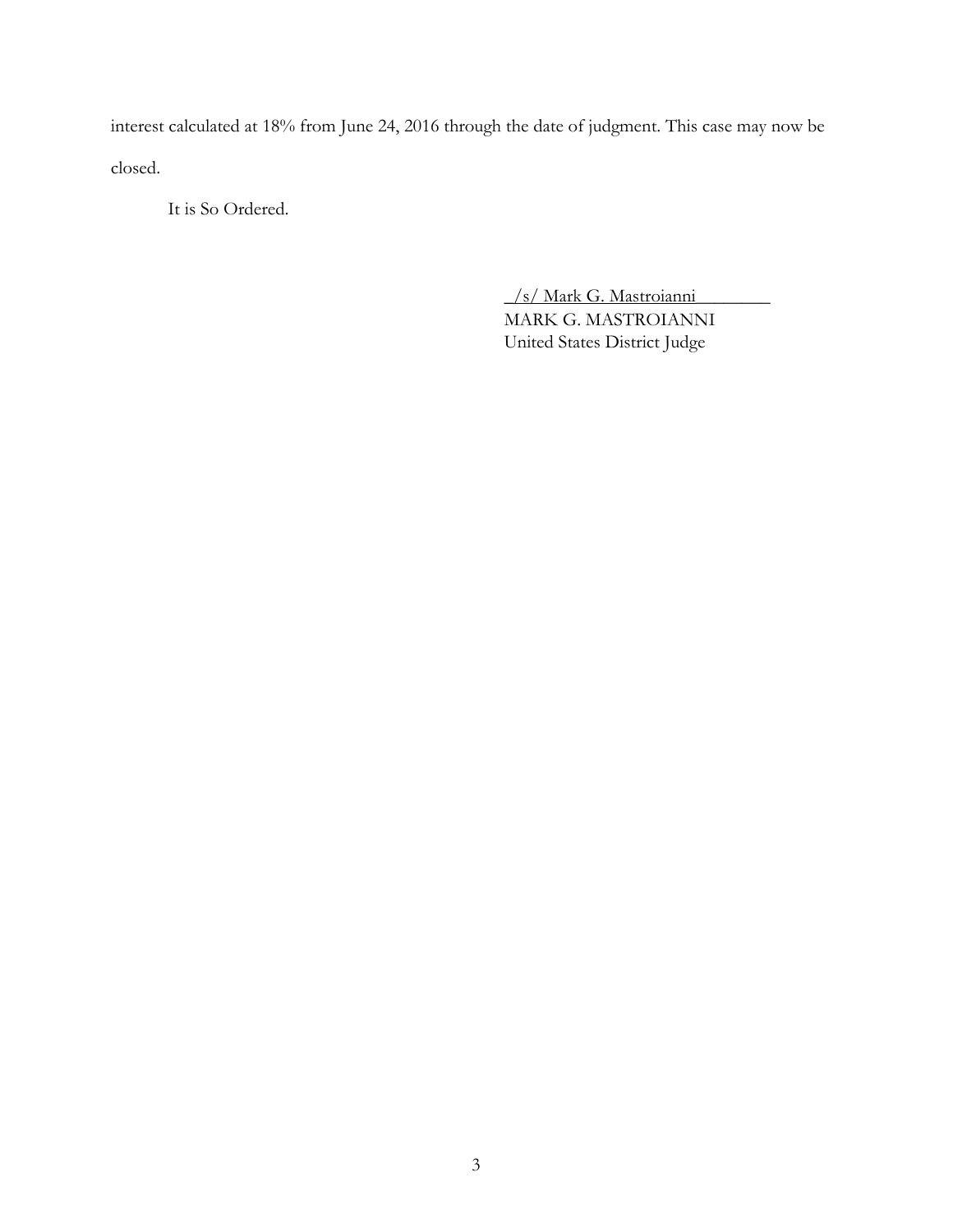interest calculated at 18% from June 24, 2016 through the date of judgment. This case may now be closed.

It is So Ordered.

_/s/ Mark G. Mastroianni_________
MARK G. MASTROIANNI
United States District Judge